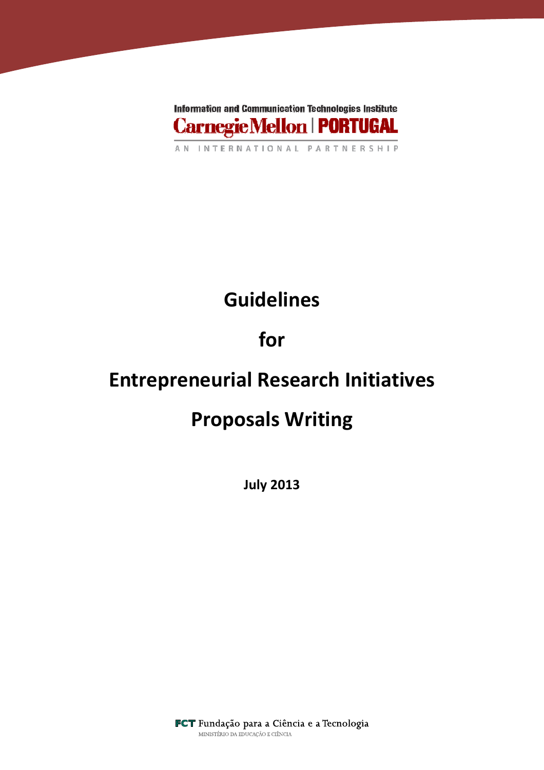Information and Communication Technologies Institute

Carnegie Mellon | PORTUGAL

AN INTERNATIONAL PARTNERSHIP

# Guidelines

# for

# Entrepreneurial Research Initiatives

# Proposals Writing

**July 2013**

FCT Fundação para a Ciência e a Tecnologia

MINISTÉRIO DA EDUCAÇÃO E CIÊNCIA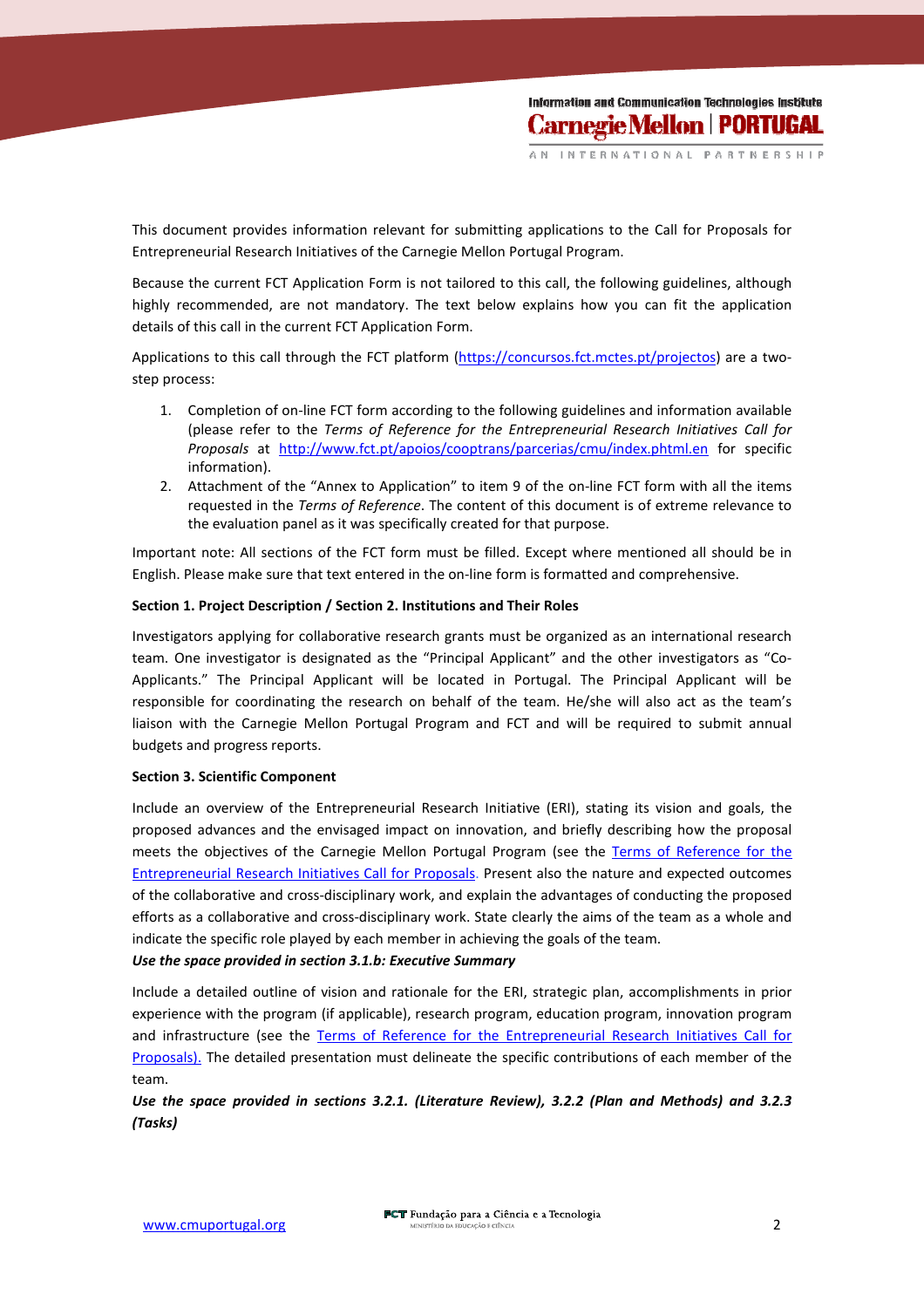This document provides information relevant for submitting applications to the Call for Proposals for Entrepreneurial Research Initiatives of the Carnegie Mellon Portugal Program.

Because the current FCT Application Form is not tailored to this call, the following guidelines, although highly recommended, are not mandatory. The text below explains how you can fit the application details of this call in the current FCT Application Form.

Applications to this call through the FCT platform (https://concursos.fct.mctes.pt/projectos) are a two-step process:

1. Completion of on-line FCT form according to the following guidelines and information available (please refer to the *Terms of Reference for the Entrepreneurial Research Initiatives Call for Proposals* at http://www.fct.pt/apoios/cooptrans/parcerias/cmu/index.phtml.en for specific information).
2. Attachment of the "Annex to Application" to item 9 of the on-line FCT form with all the items requested in the *Terms of Reference*. The content of this document is of extreme relevance to the evaluation panel as it was specifically created for that purpose.

Important note: All sections of the FCT form must be filled. Except where mentioned all should be in English. Please make sure that text entered in the on-line form is formatted and comprehensive.

**Section 1. Project Description / Section 2. Institutions and Their Roles**

Investigators applying for collaborative research grants must be organized as an international research team. One investigator is designated as the "Principal Applicant" and the other investigators as "Co-Applicants." The Principal Applicant will be located in Portugal. The Principal Applicant will be responsible for coordinating the research on behalf of the team. He/she will also act as the team's liaison with the Carnegie Mellon Portugal Program and FCT and will be required to submit annual budgets and progress reports.

**Section 3. Scientific Component**

Include an overview of the Entrepreneurial Research Initiative (ERI), stating its vision and goals, the proposed advances and the envisaged impact on innovation, and briefly describing how the proposal meets the objectives of the Carnegie Mellon Portugal Program (see the Terms of Reference for the Entrepreneurial Research Initiatives Call for Proposals. Present also the nature and expected outcomes of the collaborative and cross-disciplinary work, and explain the advantages of conducting the proposed efforts as a collaborative and cross-disciplinary work. State clearly the aims of the team as a whole and indicate the specific role played by each member in achieving the goals of the team.

***Use the space provided in section 3.1.b: Executive Summary***

Include a detailed outline of vision and rationale for the ERI, strategic plan, accomplishments in prior experience with the program (if applicable), research program, education program, innovation program and infrastructure (see the Terms of Reference for the Entrepreneurial Research Initiatives Call for Proposals). The detailed presentation must delineate the specific contributions of each member of the team.

***Use the space provided in sections 3.2.1. (Literature Review), 3.2.2 (Plan and Methods) and 3.2.3 (Tasks)***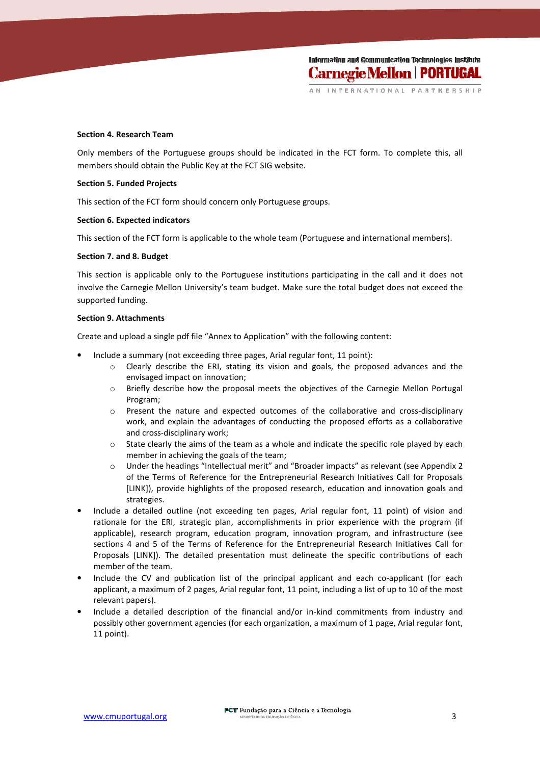**Section 4. Research Team**

Only members of the Portuguese groups should be indicated in the FCT form. To complete this, all members should obtain the Public Key at the FCT SIG website.

**Section 5. Funded Projects**

This section of the FCT form should concern only Portuguese groups.

**Section 6. Expected indicators**

This section of the FCT form is applicable to the whole team (Portuguese and international members).

**Section 7. and 8. Budget**

This section is applicable only to the Portuguese institutions participating in the call and it does not involve the Carnegie Mellon University's team budget. Make sure the total budget does not exceed the supported funding.

**Section 9. Attachments**

Create and upload a single pdf file "Annex to Application" with the following content:

- Include a summary (not exceeding three pages, Arial regular font, 11 point):
    - Clearly describe the ERI, stating its vision and goals, the proposed advances and the envisaged impact on innovation;
    - Briefly describe how the proposal meets the objectives of the Carnegie Mellon Portugal Program;
    - Present the nature and expected outcomes of the collaborative and cross-disciplinary work, and explain the advantages of conducting the proposed efforts as a collaborative and cross-disciplinary work;
    - State clearly the aims of the team as a whole and indicate the specific role played by each member in achieving the goals of the team;
    - Under the headings "Intellectual merit" and "Broader impacts" as relevant (see Appendix 2 of the Terms of Reference for the Entrepreneurial Research Initiatives Call for Proposals [LINK]), provide highlights of the proposed research, education and innovation goals and strategies.
- Include a detailed outline (not exceeding ten pages, Arial regular font, 11 point) of vision and rationale for the ERI, strategic plan, accomplishments in prior experience with the program (if applicable), research program, education program, innovation program, and infrastructure (see sections 4 and 5 of the Terms of Reference for the Entrepreneurial Research Initiatives Call for Proposals [LINK]). The detailed presentation must delineate the specific contributions of each member of the team.
- Include the CV and publication list of the principal applicant and each co-applicant (for each applicant, a maximum of 2 pages, Arial regular font, 11 point, including a list of up to 10 of the most relevant papers).
- Include a detailed description of the financial and/or in-kind commitments from industry and possibly other government agencies (for each organization, a maximum of 1 page, Arial regular font, 11 point).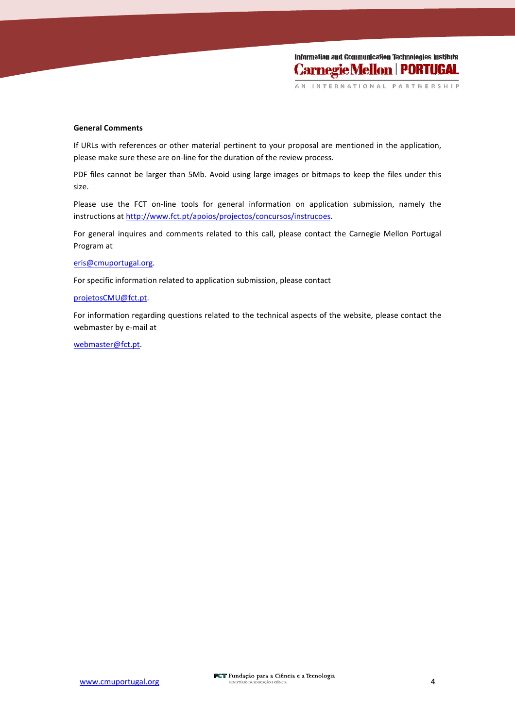**General Comments**

If URLs with references or other material pertinent to your proposal are mentioned in the application, please make sure these are on-line for the duration of the review process.

PDF files cannot be larger than 5Mb. Avoid using large images or bitmaps to keep the files under this size.

Please use the FCT on-line tools for general information on application submission, namely the instructions at http://www.fct.pt/apoios/projectos/concursos/instrucoes.

For general inquires and comments related to this call, please contact the Carnegie Mellon Portugal Program at

eris@cmuportugal.org.

For specific information related to application submission, please contact

projetosCMU@fct.pt.

For information regarding questions related to the technical aspects of the website, please contact the webmaster by e-mail at

webmaster@fct.pt.